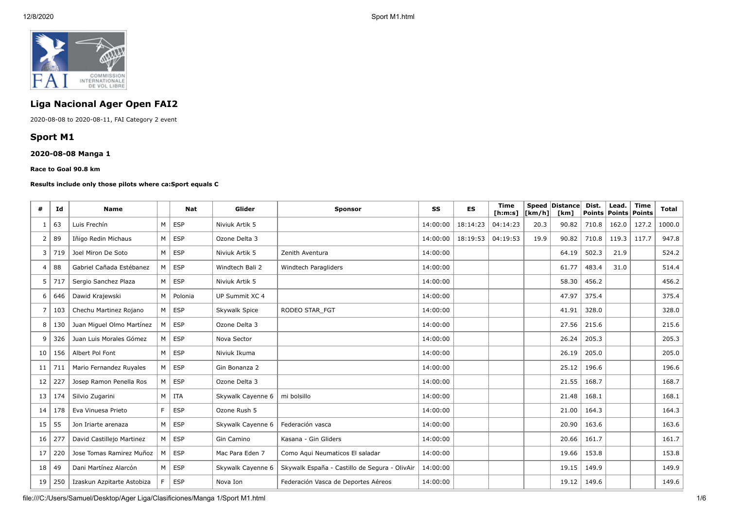# Liga Nacional Ager Open FAI2

2020-08-08 to 2020-08-11, FAI Category 2 event

## Sport M1

### 2020-08-08 Manga 1

**Race to Goal 90.8 km**

**Results include only those pilots where ca:Sport equals C**

| # | Id | Name | | Nat | Glider | Sponsor | SS | ES | Time [h:m:s] | Speed [km/h] | Distance [km] | Dist. Points | Lead. Points | Time Points | Total |
|---|---|---|---|---|---|---|---|---|---|---|---|---|---|---|---|
| 1 | 63 | Luis Frechín | M | ESP | Niviuk Artik 5 | | 14:00:00 | 18:14:23 | 04:14:23 | 20.3 | 90.82 | 710.8 | 162.0 | 127.2 | 1000.0 |
| 2 | 89 | Iñigo Redin Michaus | M | ESP | Ozone Delta 3 | | 14:00:00 | 18:19:53 | 04:19:53 | 19.9 | 90.82 | 710.8 | 119.3 | 117.7 | 947.8 |
| 3 | 719 | Joel Miron De Soto | M | ESP | Niviuk Artik 5 | Zenith Aventura | 14:00:00 | | | | 64.19 | 502.3 | 21.9 | | 524.2 |
| 4 | 88 | Gabriel Cañada Estébanez | M | ESP | Windtech Bali 2 | Windtech Paragliders | 14:00:00 | | | | 61.77 | 483.4 | 31.0 | | 514.4 |
| 5 | 717 | Sergio Sanchez Plaza | M | ESP | Niviuk Artik 5 | | 14:00:00 | | | | 58.30 | 456.2 | | | 456.2 |
| 6 | 646 | Dawid Krajewski | M | Polonia | UP Summit XC 4 | | 14:00:00 | | | | 47.97 | 375.4 | | | 375.4 |
| 7 | 103 | Chechu Martinez Rojano | M | ESP | Skywalk Spice | RODEO STAR_FGT | 14:00:00 | | | | 41.91 | 328.0 | | | 328.0 |
| 8 | 130 | Juan Miguel Olmo Martínez | M | ESP | Ozone Delta 3 | | 14:00:00 | | | | 27.56 | 215.6 | | | 215.6 |
| 9 | 326 | Juan Luis Morales Gómez | M | ESP | Nova Sector | | 14:00:00 | | | | 26.24 | 205.3 | | | 205.3 |
| 10 | 156 | Albert Pol Font | M | ESP | Niviuk Ikuma | | 14:00:00 | | | | 26.19 | 205.0 | | | 205.0 |
| 11 | 711 | Mario Fernandez Ruyales | M | ESP | Gin Bonanza 2 | | 14:00:00 | | | | 25.12 | 196.6 | | | 196.6 |
| 12 | 227 | Josep Ramon Penella Ros | M | ESP | Ozone Delta 3 | | 14:00:00 | | | | 21.55 | 168.7 | | | 168.7 |
| 13 | 174 | Silvio Zugarini | M | ITA | Skywalk Cayenne 6 | mi bolsillo | 14:00:00 | | | | 21.48 | 168.1 | | | 168.1 |
| 14 | 178 | Eva Vinuesa Prieto | F | ESP | Ozone Rush 5 | | 14:00:00 | | | | 21.00 | 164.3 | | | 164.3 |
| 15 | 55 | Jon Iriarte arenaza | M | ESP | Skywalk Cayenne 6 | Federación vasca | 14:00:00 | | | | 20.90 | 163.6 | | | 163.6 |
| 16 | 277 | David Castillejo Martinez | M | ESP | Gin Camino | Kasana - Gin Gliders | 14:00:00 | | | | 20.66 | 161.7 | | | 161.7 |
| 17 | 220 | Jose Tomas Ramirez Muñoz | M | ESP | Mac Para Eden 7 | Como Aqui Neumaticos El saladar | 14:00:00 | | | | 19.66 | 153.8 | | | 153.8 |
| 18 | 49 | Dani Martínez Alarcón | M | ESP | Skywalk Cayenne 6 | Skywalk España - Castillo de Segura - OlivAir | 14:00:00 | | | | 19.15 | 149.9 | | | 149.9 |
| 19 | 250 | Izaskun Azpitarte Astobiza | F | ESP | Nova Ion | Federación Vasca de Deportes Aéreos | 14:00:00 | | | | 19.12 | 149.6 | | | 149.6 |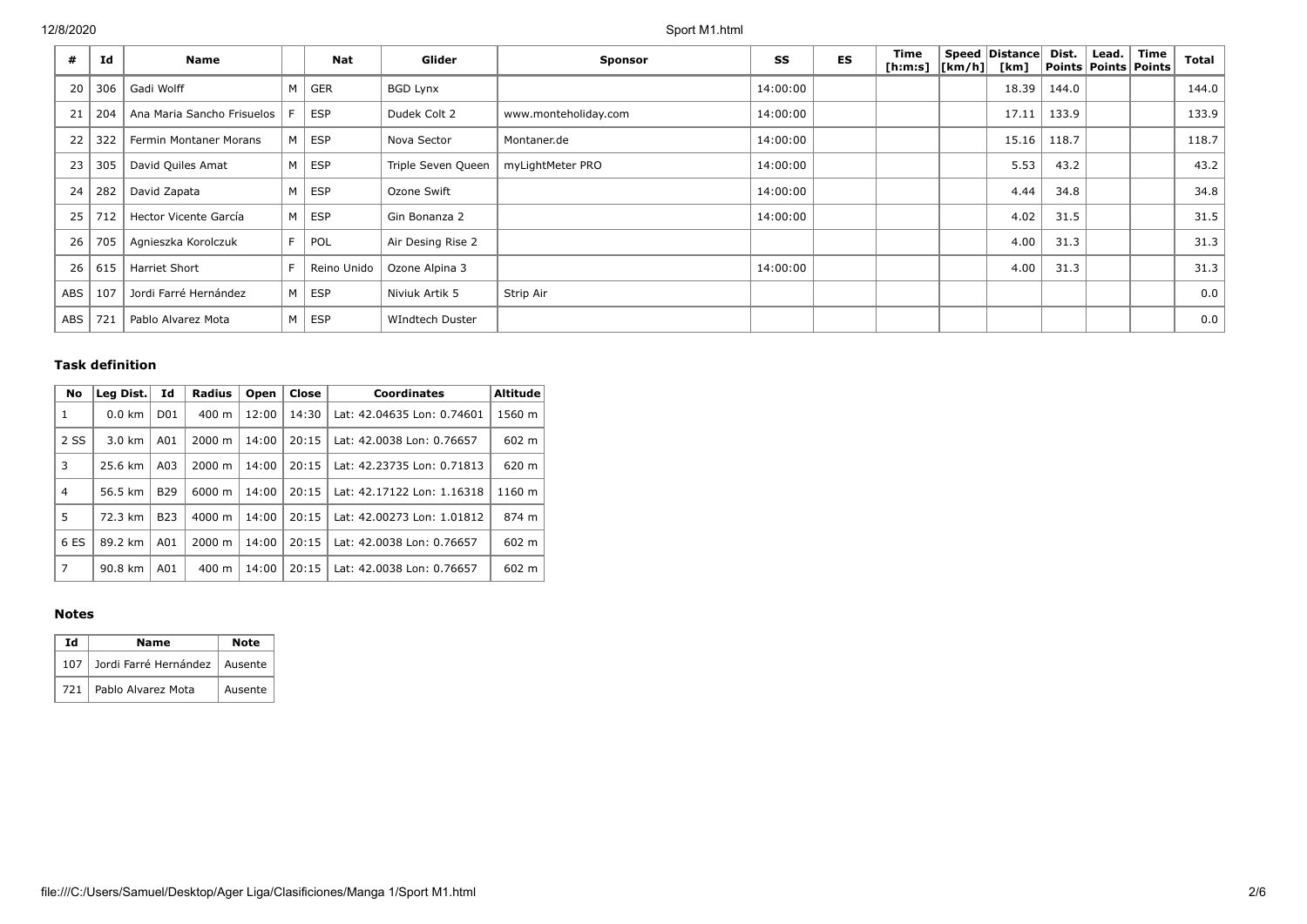| # | Id | Name | | Nat | Glider | Sponsor | SS | ES | Time [h:m:s] | Speed [km/h] | Distance [km] | Dist. Points | Lead. Points | Time Points | Total |
|---|---|---|---|---|---|---|---|---|---|---|---|---|---|---|---|
| 20 | 306 | Gadi Wolff | M | GER | BGD Lynx | | 14:00:00 | | | | 18.39 | 144.0 | | | 144.0 |
| 21 | 204 | Ana Maria Sancho Frisuelos | F | ESP | Dudek Colt 2 | www.monteholiday.com | 14:00:00 | | | | 17.11 | 133.9 | | | 133.9 |
| 22 | 322 | Fermin Montaner Morans | M | ESP | Nova Sector | Montaner.de | 14:00:00 | | | | 15.16 | 118.7 | | | 118.7 |
| 23 | 305 | David Quiles Amat | M | ESP | Triple Seven Queen | myLightMeter PRO | 14:00:00 | | | | 5.53 | 43.2 | | | 43.2 |
| 24 | 282 | David Zapata | M | ESP | Ozone Swift | | 14:00:00 | | | | 4.44 | 34.8 | | | 34.8 |
| 25 | 712 | Hector Vicente García | M | ESP | Gin Bonanza 2 | | 14:00:00 | | | | 4.02 | 31.5 | | | 31.5 |
| 26 | 705 | Agnieszka Korolczuk | F | POL | Air Desing Rise 2 | | | | | | 4.00 | 31.3 | | | 31.3 |
| 26 | 615 | Harriet Short | F | Reino Unido | Ozone Alpina 3 | | 14:00:00 | | | | 4.00 | 31.3 | | | 31.3 |
| ABS | 107 | Jordi Farré Hernández | M | ESP | Niviuk Artik 5 | Strip Air | | | | | | | | | 0.0 |
| ABS | 721 | Pablo Alvarez Mota | M | ESP | WIndtech Duster | | | | | | | | | | 0.0 |

### Task definition

| No | Leg Dist. | Id | Radius | Open | Close | Coordinates | Altitude |
|---|---|---|---|---|---|---|---|
| 1 | 0.0 km | D01 | 400 m | 12:00 | 14:30 | Lat: 42.04635 Lon: 0.74601 | 1560 m |
| 2 SS | 3.0 km | A01 | 2000 m | 14:00 | 20:15 | Lat: 42.0038 Lon: 0.76657 | 602 m |
| 3 | 25.6 km | A03 | 2000 m | 14:00 | 20:15 | Lat: 42.23735 Lon: 0.71813 | 620 m |
| 4 | 56.5 km | B29 | 6000 m | 14:00 | 20:15 | Lat: 42.17122 Lon: 1.16318 | 1160 m |
| 5 | 72.3 km | B23 | 4000 m | 14:00 | 20:15 | Lat: 42.00273 Lon: 1.01812 | 874 m |
| 6 ES | 89.2 km | A01 | 2000 m | 14:00 | 20:15 | Lat: 42.0038 Lon: 0.76657 | 602 m |
| 7 | 90.8 km | A01 | 400 m | 14:00 | 20:15 | Lat: 42.0038 Lon: 0.76657 | 602 m |

### Notes

| Id | Name | Note |
|---|---|---|
| 107 | Jordi Farré Hernández | Ausente |
| 721 | Pablo Alvarez Mota | Ausente |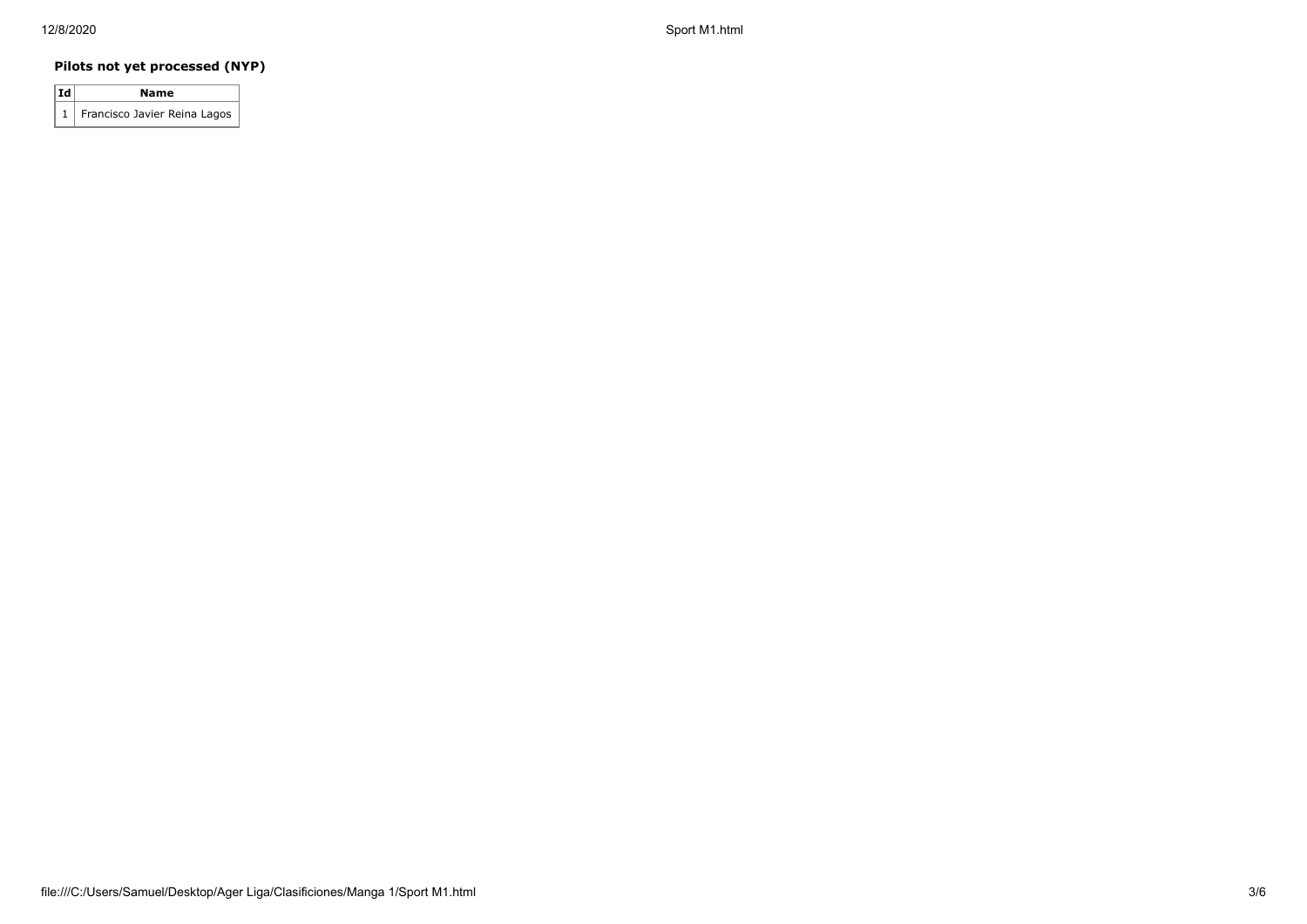### Pilots not yet processed (NYP)

| Id | Name |
| --- | --- |
| 1 | Francisco Javier Reina Lagos |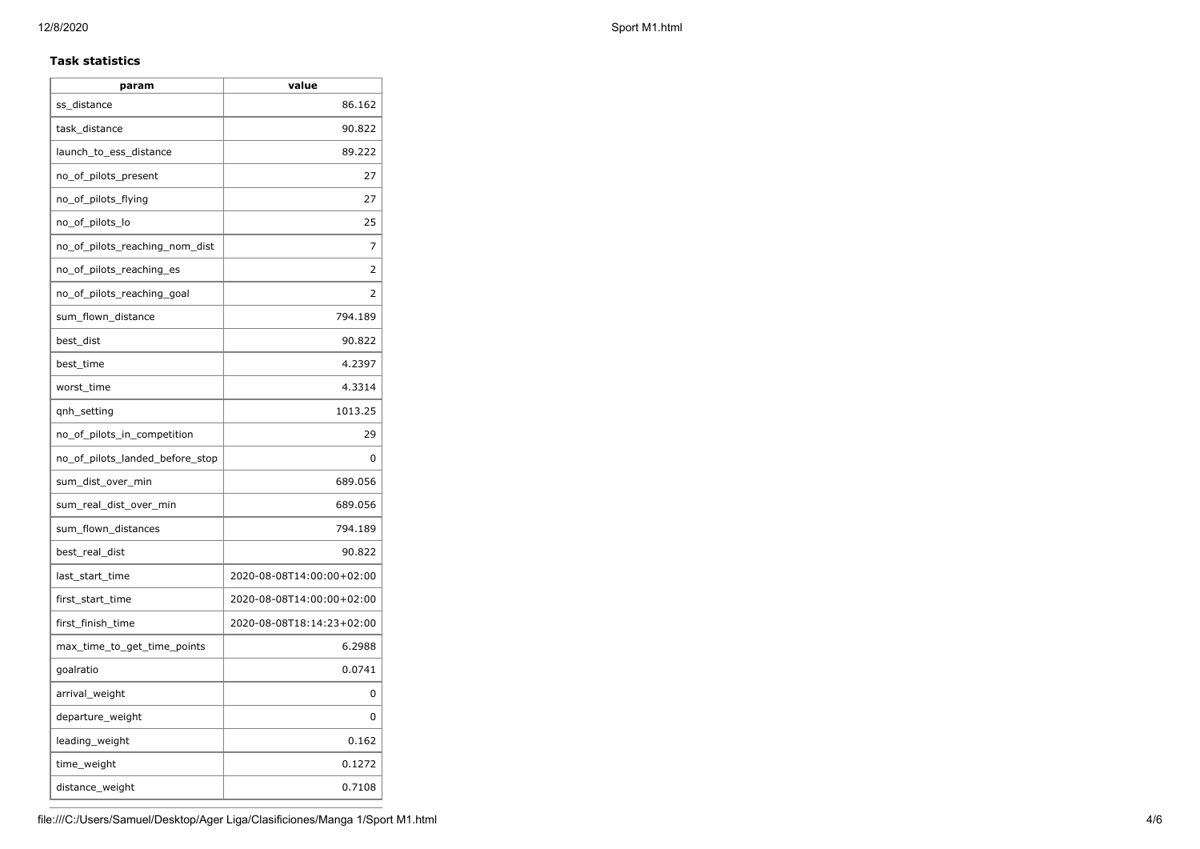### Task statistics

| param | value |
|---|---|
| ss_distance | 86.162 |
| task_distance | 90.822 |
| launch_to_ess_distance | 89.222 |
| no_of_pilots_present | 27 |
| no_of_pilots_flying | 27 |
| no_of_pilots_lo | 25 |
| no_of_pilots_reaching_nom_dist | 7 |
| no_of_pilots_reaching_es | 2 |
| no_of_pilots_reaching_goal | 2 |
| sum_flown_distance | 794.189 |
| best_dist | 90.822 |
| best_time | 4.2397 |
| worst_time | 4.3314 |
| qnh_setting | 1013.25 |
| no_of_pilots_in_competition | 29 |
| no_of_pilots_landed_before_stop | 0 |
| sum_dist_over_min | 689.056 |
| sum_real_dist_over_min | 689.056 |
| sum_flown_distances | 794.189 |
| best_real_dist | 90.822 |
| last_start_time | 2020-08-08T14:00:00+02:00 |
| first_start_time | 2020-08-08T14:00:00+02:00 |
| first_finish_time | 2020-08-08T18:14:23+02:00 |
| max_time_to_get_time_points | 6.2988 |
| goalratio | 0.0741 |
| arrival_weight | 0 |
| departure_weight | 0 |
| leading_weight | 0.162 |
| time_weight | 0.1272 |
| distance_weight | 0.7108 |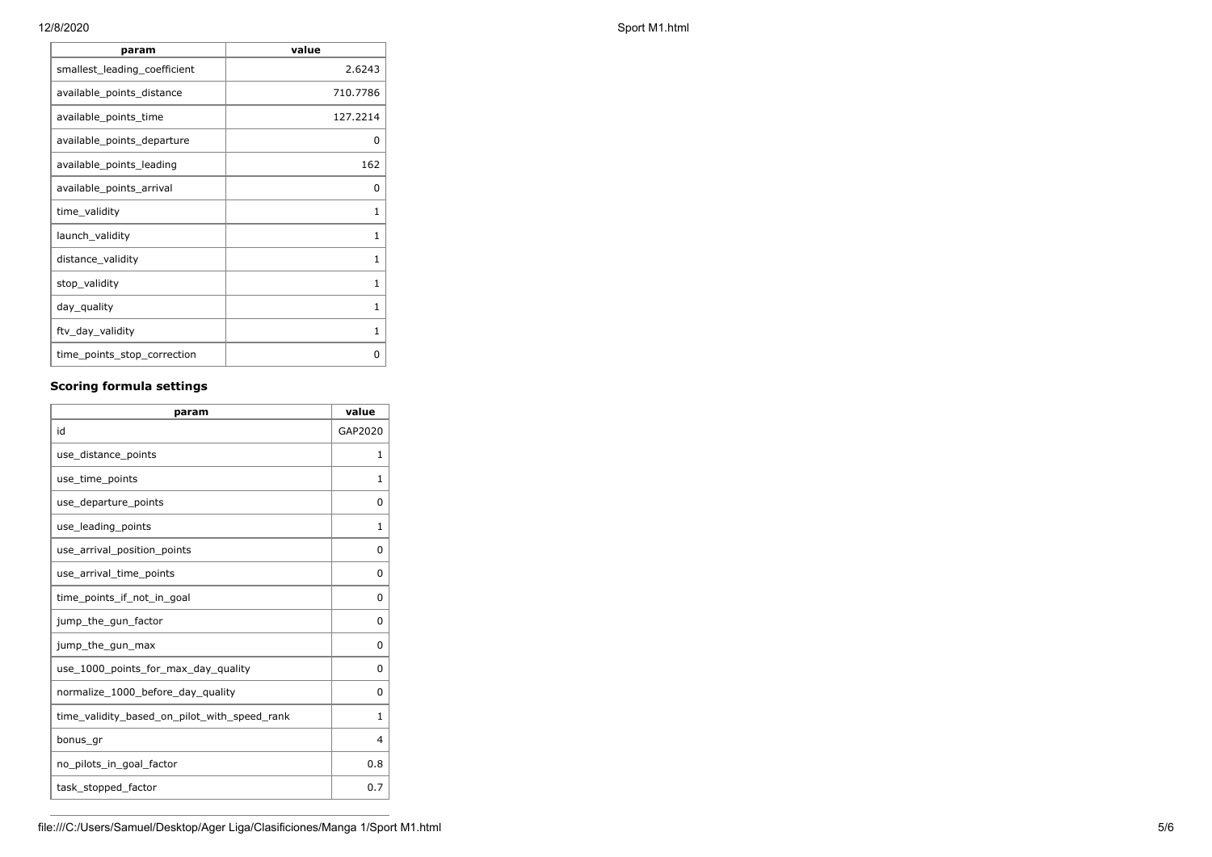| param | value |
| --- | --- |
| smallest_leading_coefficient | 2.6243 |
| available_points_distance | 710.7786 |
| available_points_time | 127.2214 |
| available_points_departure | 0 |
| available_points_leading | 162 |
| available_points_arrival | 0 |
| time_validity | 1 |
| launch_validity | 1 |
| distance_validity | 1 |
| stop_validity | 1 |
| day_quality | 1 |
| ftv_day_validity | 1 |
| time_points_stop_correction | 0 |

### Scoring formula settings

| param | value |
| --- | --- |
| id | GAP2020 |
| use_distance_points | 1 |
| use_time_points | 1 |
| use_departure_points | 0 |
| use_leading_points | 1 |
| use_arrival_position_points | 0 |
| use_arrival_time_points | 0 |
| time_points_if_not_in_goal | 0 |
| jump_the_gun_factor | 0 |
| jump_the_gun_max | 0 |
| use_1000_points_for_max_day_quality | 0 |
| normalize_1000_before_day_quality | 0 |
| time_validity_based_on_pilot_with_speed_rank | 1 |
| bonus_gr | 4 |
| no_pilots_in_goal_factor | 0.8 |
| task_stopped_factor | 0.7 |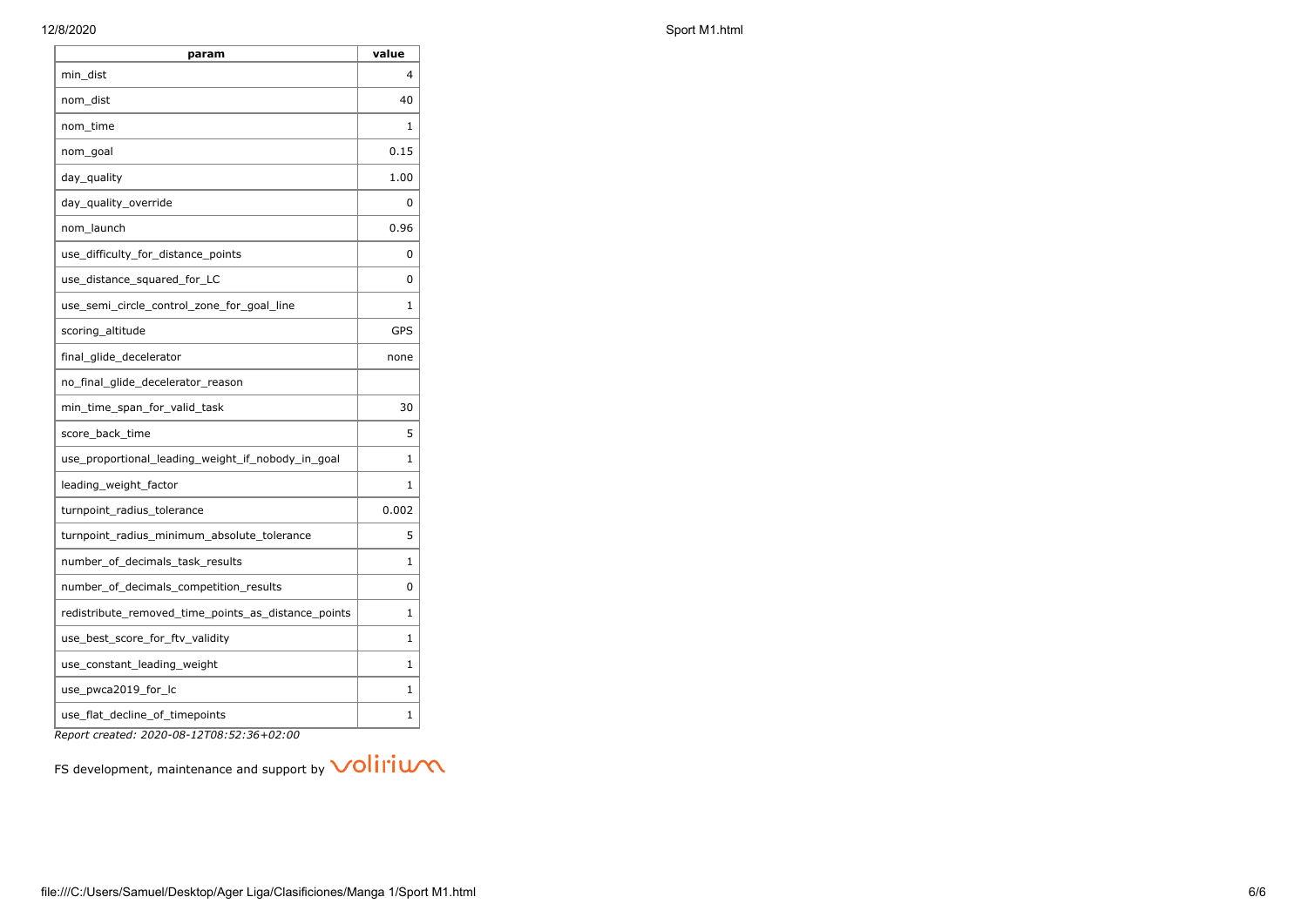| param | value |
| --- | --- |
| min_dist | 4 |
| nom_dist | 40 |
| nom_time | 1 |
| nom_goal | 0.15 |
| day_quality | 1.00 |
| day_quality_override | 0 |
| nom_launch | 0.96 |
| use_difficulty_for_distance_points | 0 |
| use_distance_squared_for_LC | 0 |
| use_semi_circle_control_zone_for_goal_line | 1 |
| scoring_altitude | GPS |
| final_glide_decelerator | none |
| no_final_glide_decelerator_reason | |
| min_time_span_for_valid_task | 30 |
| score_back_time | 5 |
| use_proportional_leading_weight_if_nobody_in_goal | 1 |
| leading_weight_factor | 1 |
| turnpoint_radius_tolerance | 0.002 |
| turnpoint_radius_minimum_absolute_tolerance | 5 |
| number_of_decimals_task_results | 1 |
| number_of_decimals_competition_results | 0 |
| redistribute_removed_time_points_as_distance_points | 1 |
| use_best_score_for_ftv_validity | 1 |
| use_constant_leading_weight | 1 |
| use_pwca2019_for_lc | 1 |
| use_flat_decline_of_timepoints | 1 |

*Report created: 2020-08-12T08:52:36+02:00*

FS development, maintenance and support by volirium